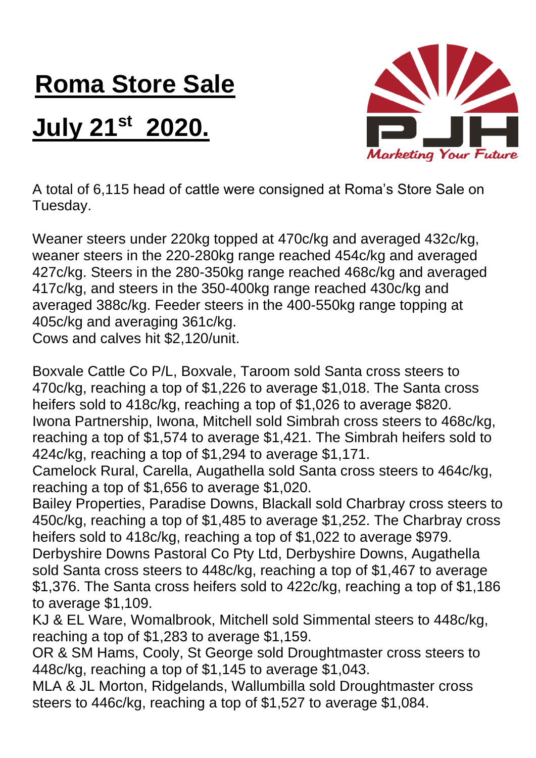# Roma Store Sale

# July 21st 2020.

A total of 6,115 head of cattle were consigned at Roma's Store Sale on Tuesday.

Weaner steers under 220kg topped at 470c/kg and averaged 432c/kg, weaner steers in the 220-280kg range reached 454c/kg and averaged 427c/kg. Steers in the 280-350kg range reached 468c/kg and averaged 417c/kg, and steers in the 350-400kg range reached 430c/kg and averaged 388c/kg. Feeder steers in the 400-550kg range topping at 405c/kg and averaging 361c/kg.
Cows and calves hit $2,120/unit.

Boxvale Cattle Co P/L, Boxvale, Taroom sold Santa cross steers to 470c/kg, reaching a top of $1,226 to average $1,018. The Santa cross heifers sold to 418c/kg, reaching a top of $1,026 to average $820.
Iwona Partnership, Iwona, Mitchell sold Simbrah cross steers to 468c/kg, reaching a top of $1,574 to average $1,421. The Simbrah heifers sold to 424c/kg, reaching a top of $1,294 to average $1,171.
Camelock Rural, Carella, Augathella sold Santa cross steers to 464c/kg, reaching a top of $1,656 to average $1,020.
Bailey Properties, Paradise Downs, Blackall sold Charbray cross steers to 450c/kg, reaching a top of $1,485 to average $1,252. The Charbray cross heifers sold to 418c/kg, reaching a top of $1,022 to average $979.
Derbyshire Downs Pastoral Co Pty Ltd, Derbyshire Downs, Augathella sold Santa cross steers to 448c/kg, reaching a top of $1,467 to average $1,376. The Santa cross heifers sold to 422c/kg, reaching a top of $1,186 to average $1,109.
KJ & EL Ware, Womalbrook, Mitchell sold Simmental steers to 448c/kg, reaching a top of $1,283 to average $1,159.
OR & SM Hams, Cooly, St George sold Droughtmaster cross steers to 448c/kg, reaching a top of $1,145 to average $1,043.
MLA & JL Morton, Ridgelands, Wallumbilla sold Droughtmaster cross steers to 446c/kg, reaching a top of $1,527 to average $1,084.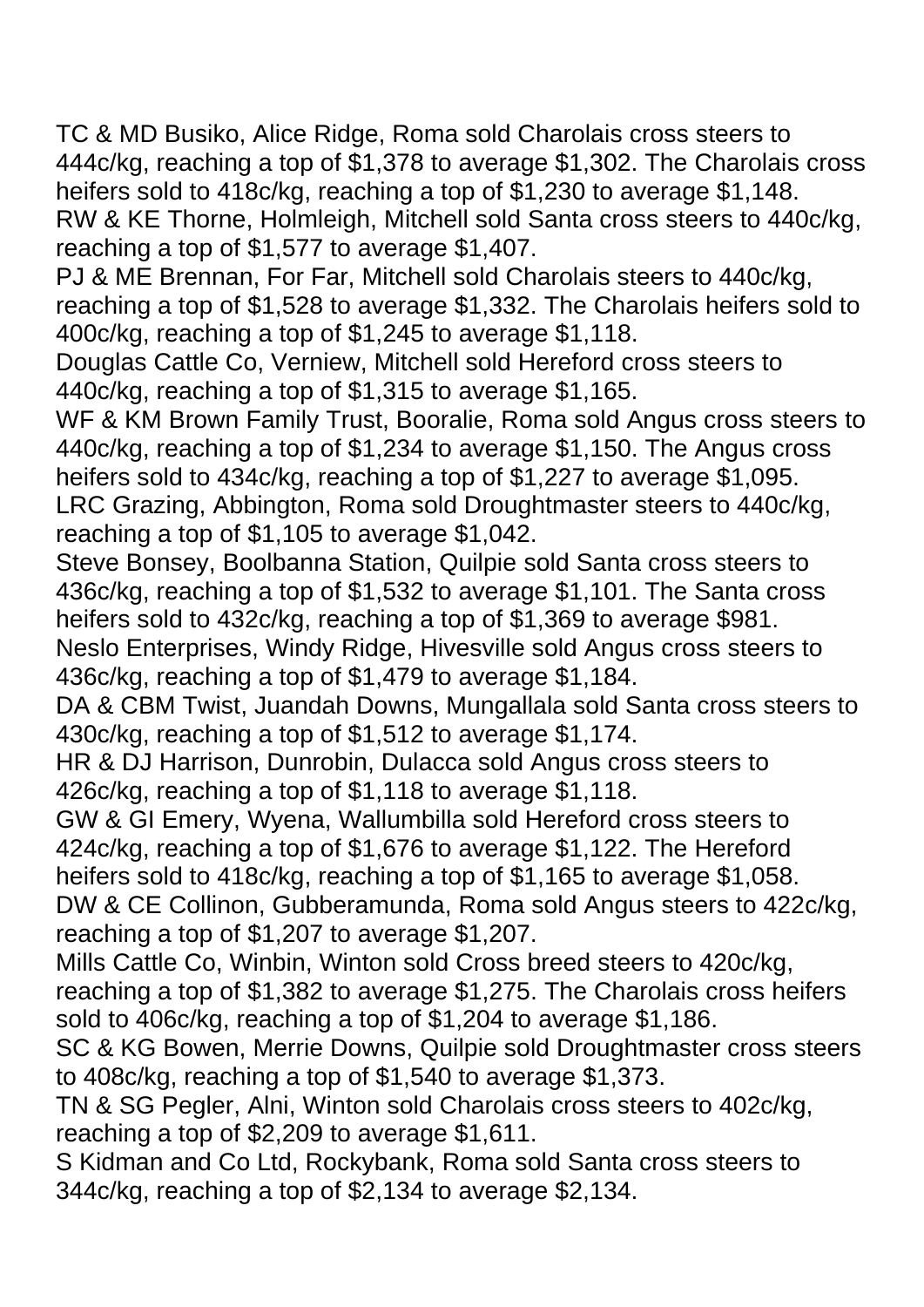TC & MD Busiko, Alice Ridge, Roma sold Charolais cross steers to 444c/kg, reaching a top of $1,378 to average $1,302. The Charolais cross heifers sold to 418c/kg, reaching a top of $1,230 to average $1,148.

RW & KE Thorne, Holmleigh, Mitchell sold Santa cross steers to 440c/kg, reaching a top of $1,577 to average $1,407.

PJ & ME Brennan, For Far, Mitchell sold Charolais steers to 440c/kg, reaching a top of $1,528 to average $1,332. The Charolais heifers sold to 400c/kg, reaching a top of $1,245 to average $1,118.

Douglas Cattle Co, Verniew, Mitchell sold Hereford cross steers to 440c/kg, reaching a top of $1,315 to average $1,165.

WF & KM Brown Family Trust, Booralie, Roma sold Angus cross steers to 440c/kg, reaching a top of $1,234 to average $1,150. The Angus cross heifers sold to 434c/kg, reaching a top of $1,227 to average $1,095.

LRC Grazing, Abbington, Roma sold Droughtmaster steers to 440c/kg, reaching a top of $1,105 to average $1,042.

Steve Bonsey, Boolbanna Station, Quilpie sold Santa cross steers to 436c/kg, reaching a top of $1,532 to average $1,101. The Santa cross heifers sold to 432c/kg, reaching a top of $1,369 to average $981.

Neslo Enterprises, Windy Ridge, Hivesville sold Angus cross steers to 436c/kg, reaching a top of $1,479 to average $1,184.

DA & CBM Twist, Juandah Downs, Mungallala sold Santa cross steers to 430c/kg, reaching a top of $1,512 to average $1,174.

HR & DJ Harrison, Dunrobin, Dulacca sold Angus cross steers to 426c/kg, reaching a top of $1,118 to average $1,118.

GW & GI Emery, Wyena, Wallumbilla sold Hereford cross steers to 424c/kg, reaching a top of $1,676 to average $1,122. The Hereford heifers sold to 418c/kg, reaching a top of $1,165 to average $1,058.

DW & CE Collinon, Gubberamunda, Roma sold Angus steers to 422c/kg, reaching a top of $1,207 to average $1,207.

Mills Cattle Co, Winbin, Winton sold Cross breed steers to 420c/kg, reaching a top of $1,382 to average $1,275. The Charolais cross heifers sold to 406c/kg, reaching a top of $1,204 to average $1,186.

SC & KG Bowen, Merrie Downs, Quilpie sold Droughtmaster cross steers to 408c/kg, reaching a top of $1,540 to average $1,373.

TN & SG Pegler, Alni, Winton sold Charolais cross steers to 402c/kg, reaching a top of $2,209 to average $1,611.

S Kidman and Co Ltd, Rockybank, Roma sold Santa cross steers to 344c/kg, reaching a top of $2,134 to average $2,134.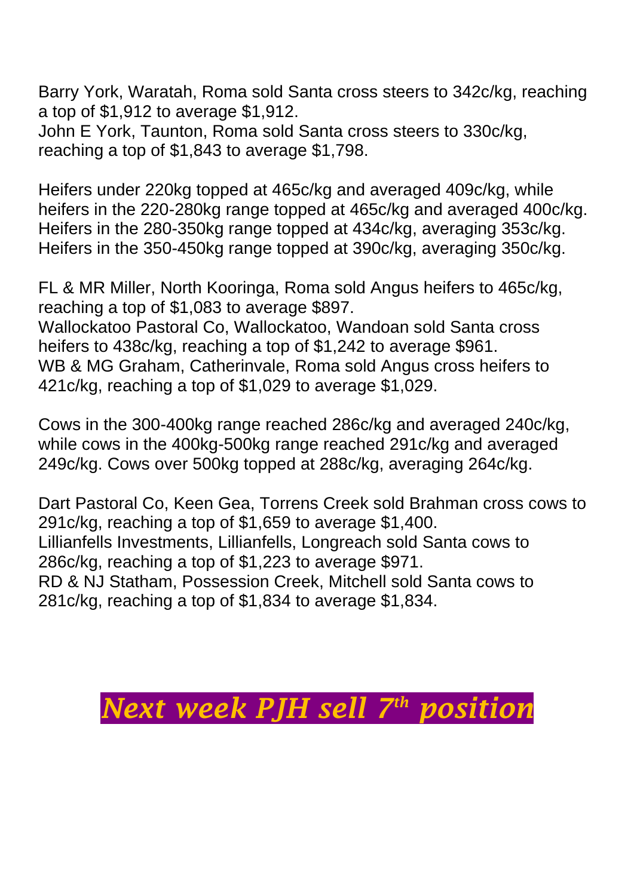Barry York, Waratah, Roma sold Santa cross steers to 342c/kg, reaching a top of $1,912 to average $1,912.
John E York, Taunton, Roma sold Santa cross steers to 330c/kg, reaching a top of $1,843 to average $1,798.

Heifers under 220kg topped at 465c/kg and averaged 409c/kg, while heifers in the 220-280kg range topped at 465c/kg and averaged 400c/kg. Heifers in the 280-350kg range topped at 434c/kg, averaging 353c/kg. Heifers in the 350-450kg range topped at 390c/kg, averaging 350c/kg.

FL & MR Miller, North Kooringa, Roma sold Angus heifers to 465c/kg, reaching a top of $1,083 to average $897.
Wallockatoo Pastoral Co, Wallockatoo, Wandoan sold Santa cross heifers to 438c/kg, reaching a top of $1,242 to average $961.
WB & MG Graham, Catherinvale, Roma sold Angus cross heifers to 421c/kg, reaching a top of $1,029 to average $1,029.

Cows in the 300-400kg range reached 286c/kg and averaged 240c/kg, while cows in the 400kg-500kg range reached 291c/kg and averaged 249c/kg. Cows over 500kg topped at 288c/kg, averaging 264c/kg.

Dart Pastoral Co, Keen Gea, Torrens Creek sold Brahman cross cows to 291c/kg, reaching a top of $1,659 to average $1,400.
Lillianfells Investments, Lillianfells, Longreach sold Santa cows to 286c/kg, reaching a top of $1,223 to average $971.
RD & NJ Statham, Possession Creek, Mitchell sold Santa cows to 281c/kg, reaching a top of $1,834 to average $1,834.

***Next week PJH sell 7th position***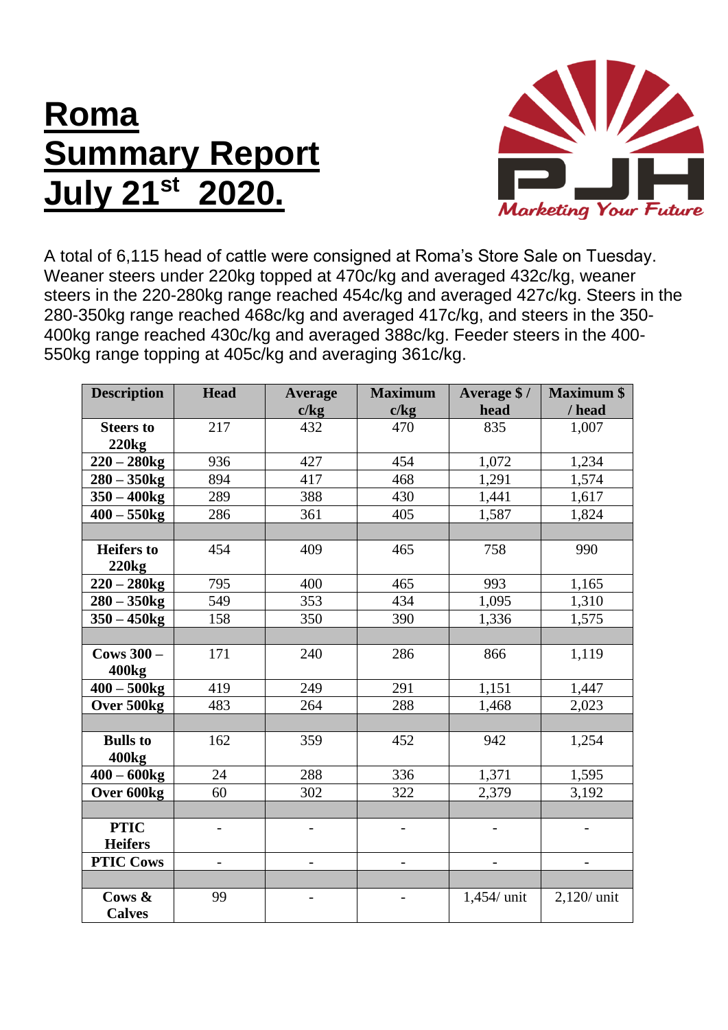# Roma Summary Report July 21st 2020.

Marketing Your Future

A total of 6,115 head of cattle were consigned at Roma's Store Sale on Tuesday. Weaner steers under 220kg topped at 470c/kg and averaged 432c/kg, weaner steers in the 220-280kg range reached 454c/kg and averaged 427c/kg. Steers in the 280-350kg range reached 468c/kg and averaged 417c/kg, and steers in the 350-400kg range reached 430c/kg and averaged 388c/kg. Feeder steers in the 400-550kg range topping at 405c/kg and averaging 361c/kg.

| Description | Head | Average c/kg | Maximum c/kg | Average $ / head | Maximum $ / head |
|---|---|---|---|---|---|
| **Steers to 220kg** | 217 | 432 | 470 | 835 | 1,007 |
| **220 – 280kg** | 936 | 427 | 454 | 1,072 | 1,234 |
| **280 – 350kg** | 894 | 417 | 468 | 1,291 | 1,574 |
| **350 – 400kg** | 289 | 388 | 430 | 1,441 | 1,617 |
| **400 – 550kg** | 286 | 361 | 405 | 1,587 | 1,824 |
| | | | | | |
| **Heifers to 220kg** | 454 | 409 | 465 | 758 | 990 |
| **220 – 280kg** | 795 | 400 | 465 | 993 | 1,165 |
| **280 – 350kg** | 549 | 353 | 434 | 1,095 | 1,310 |
| **350 – 450kg** | 158 | 350 | 390 | 1,336 | 1,575 |
| | | | | | |
| **Cows 300 – 400kg** | 171 | 240 | 286 | 866 | 1,119 |
| **400 – 500kg** | 419 | 249 | 291 | 1,151 | 1,447 |
| **Over 500kg** | 483 | 264 | 288 | 1,468 | 2,023 |
| | | | | | |
| **Bulls to 400kg** | 162 | 359 | 452 | 942 | 1,254 |
| **400 – 600kg** | 24 | 288 | 336 | 1,371 | 1,595 |
| **Over 600kg** | 60 | 302 | 322 | 2,379 | 3,192 |
| | | | | | |
| **PTIC Heifers** | - | - | - | - | - |
| **PTIC Cows** | - | - | - | - | - |
| | | | | | |
| **Cows & Calves** | 99 | - | - | 1,454/ unit | 2,120/ unit |